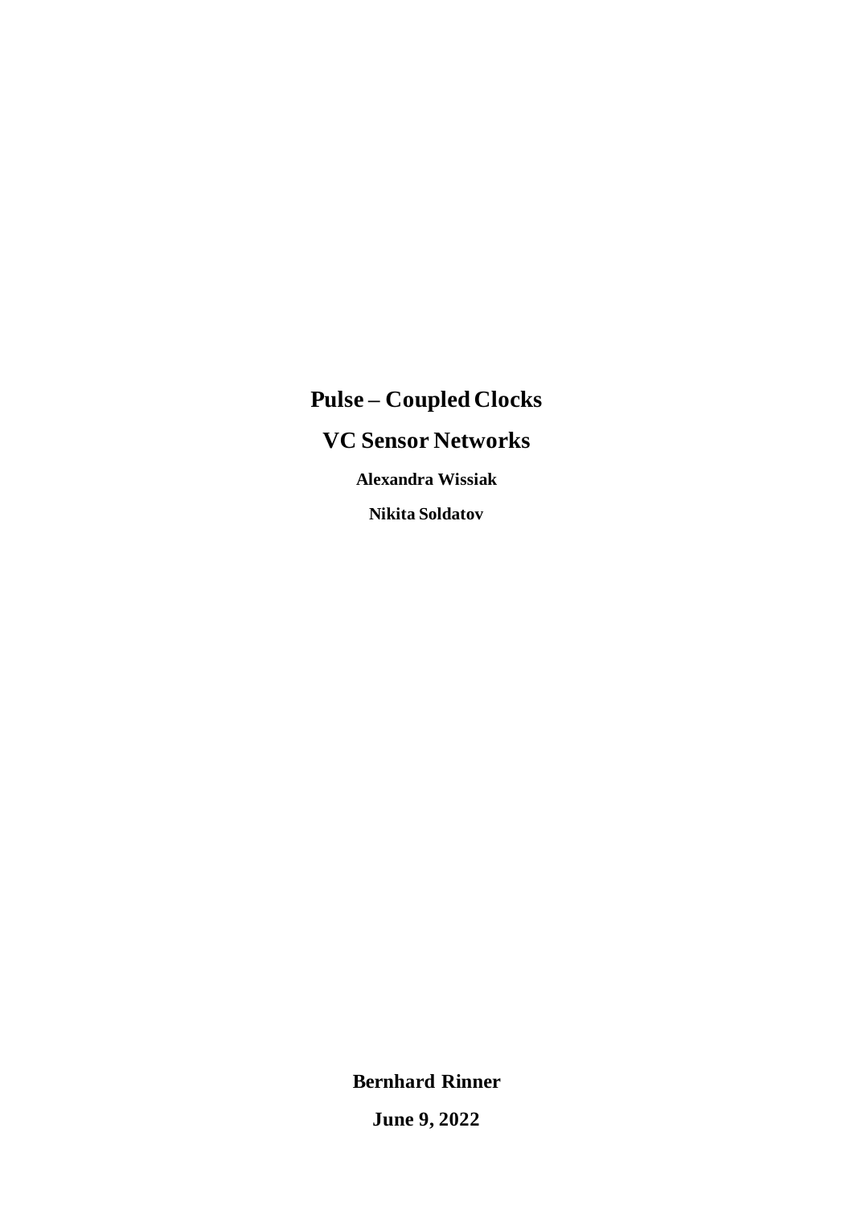# Pulse – Coupled Clocks

## VC Sensor Networks

**Alexandra Wissiak**

**Nikita Soldatov**

**Bernhard Rinner**

**June 9, 2022**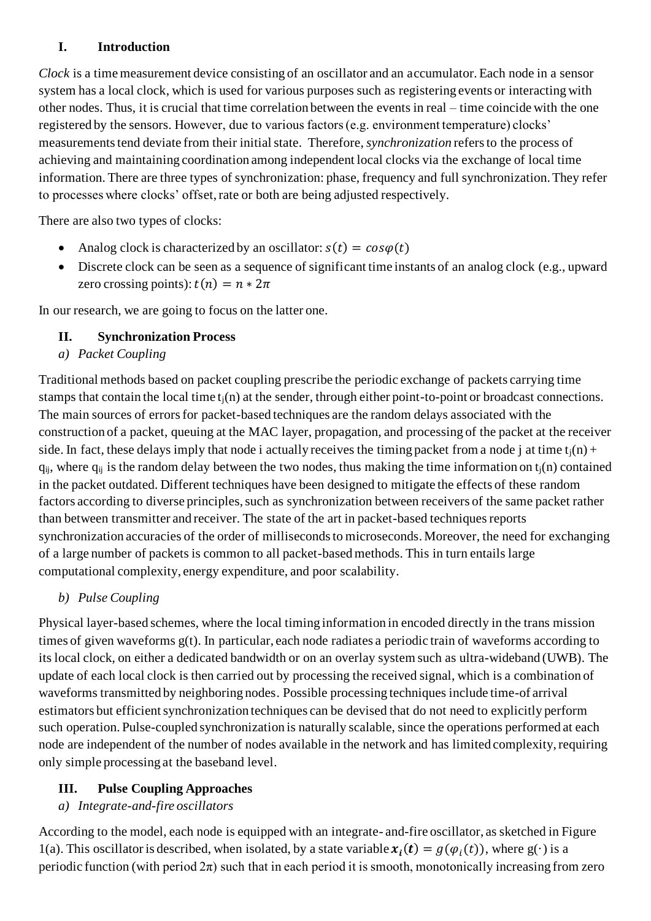## I. Introduction

*Clock* is a time measurement device consisting of an oscillator and an accumulator. Each node in a sensor system has a local clock, which is used for various purposes such as registering events or interacting with other nodes. Thus, it is crucial that time correlation between the events in real – time coincide with the one registered by the sensors. However, due to various factors (e.g. environment temperature) clocks' measurements tend deviate from their initial state. Therefore, *synchronization* refers to the process of achieving and maintaining coordination among independent local clocks via the exchange of local time information. There are three types of synchronization: phase, frequency and full synchronization. They refer to processes where clocks' offset, rate or both are being adjusted respectively.

There are also two types of clocks:

- Analog clock is characterized by an oscillator: $s(t) = cos\varphi(t)$
- Discrete clock can be seen as a sequence of significant time instants of an analog clock (e.g., upward zero crossing points): $t(n) = n * 2\pi$

In our research, we are going to focus on the latter one.

## II. Synchronization Process

### *a) Packet Coupling*

Traditional methods based on packet coupling prescribe the periodic exchange of packets carrying time stamps that contain the local time $t_j(n)$ at the sender, through either point-to-point or broadcast connections. The main sources of errors for packet-based techniques are the random delays associated with the construction of a packet, queuing at the MAC layer, propagation, and processing of the packet at the receiver side. In fact, these delays imply that node i actually receives the timing packet from a node j at time $t_j(n) + q_{ij}$, where $q_{ij}$ is the random delay between the two nodes, thus making the time information on $t_j(n)$ contained in the packet outdated. Different techniques have been designed to mitigate the effects of these random factors according to diverse principles, such as synchronization between receivers of the same packet rather than between transmitter and receiver. The state of the art in packet-based techniques reports synchronization accuracies of the order of milliseconds to microseconds. Moreover, the need for exchanging of a large number of packets is common to all packet-based methods. This in turn entails large computational complexity, energy expenditure, and poor scalability.

### *b) Pulse Coupling*

Physical layer-based schemes, where the local timing information in encoded directly in the trans mission times of given waveforms g(t). In particular, each node radiates a periodic train of waveforms according to its local clock, on either a dedicated bandwidth or on an overlay system such as ultra-wideband (UWB). The update of each local clock is then carried out by processing the received signal, which is a combination of waveforms transmitted by neighboring nodes. Possible processing techniques include time-of arrival estimators but efficient synchronization techniques can be devised that do not need to explicitly perform such operation. Pulse-coupled synchronization is naturally scalable, since the operations performed at each node are independent of the number of nodes available in the network and has limited complexity, requiring only simple processing at the baseband level.

## III. Pulse Coupling Approaches

### *a) Integrate-and-fire oscillators*

According to the model, each node is equipped with an integrate- and-fire oscillator, as sketched in Figure 1(a). This oscillator is described, when isolated, by a state variable $\boldsymbol{x_i(t)} = g(\varphi_i(t))$, where $g(\cdot)$ is a periodic function (with period $2\pi$) such that in each period it is smooth, monotonically increasing from zero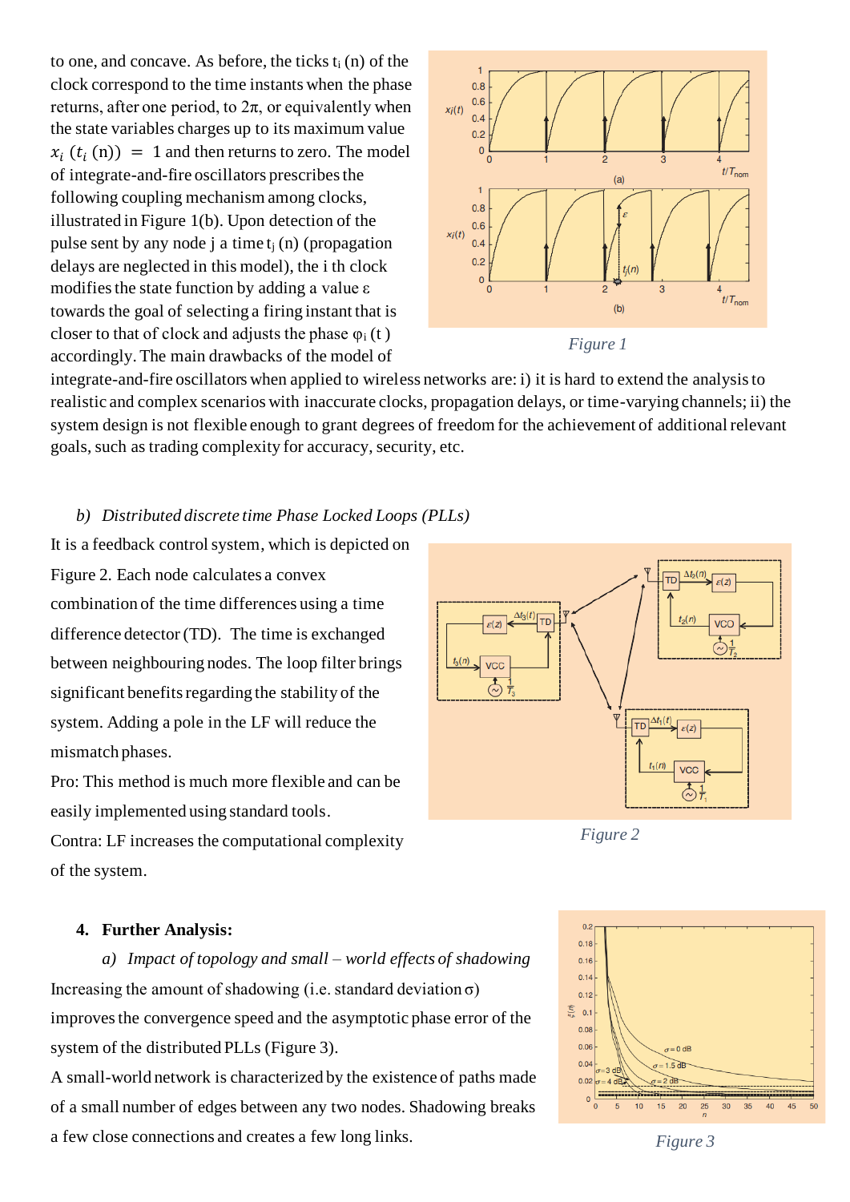to one, and concave. As before, the ticks $t_i$ (n) of the clock correspond to the time instants when the phase returns, after one period, to $2\pi$, or equivalently when the state variables charges up to its maximum value $x_i\ (t_i\ (n))\ =\ 1$ and then returns to zero. The model of integrate-and-fire oscillators prescribes the following coupling mechanism among clocks, illustrated in Figure 1(b). Upon detection of the pulse sent by any node j a time $t_j$ (n) (propagation delays are neglected in this model), the i th clock modifies the state function by adding a value $\varepsilon$ towards the goal of selecting a firing instant that is closer to that of clock and adjusts the phase $\varphi_i$ (t) accordingly. The main drawbacks of the model of integrate-and-fire oscillators when applied to wireless networks are: i) it is hard to extend the analysis to realistic and complex scenarios with inaccurate clocks, propagation delays, or time-varying channels; ii) the system design is not flexible enough to grant degrees of freedom for the achievement of additional relevant goals, such as trading complexity for accuracy, security, etc.

*Figure 1*

*b) Distributed discrete time Phase Locked Loops (PLLs)*

It is a feedback control system, which is depicted on Figure 2. Each node calculates a convex combination of the time differences using a time difference detector (TD). The time is exchanged between neighbouring nodes. The loop filter brings significant benefits regarding the stability of the system. Adding a pole in the LF will reduce the mismatch phases.

Pro: This method is much more flexible and can be easily implemented using standard tools.

Contra: LF increases the computational complexity of the system.

*Figure 2*

## 4. Further Analysis:

*a) Impact of topology and small – world effects of shadowing*

Increasing the amount of shadowing (i.e. standard deviation $\sigma$) improves the convergence speed and the asymptotic phase error of the system of the distributed PLLs (Figure 3).

A small-world network is characterized by the existence of paths made of a small number of edges between any two nodes. Shadowing breaks a few close connections and creates a few long links.

*Figure 3*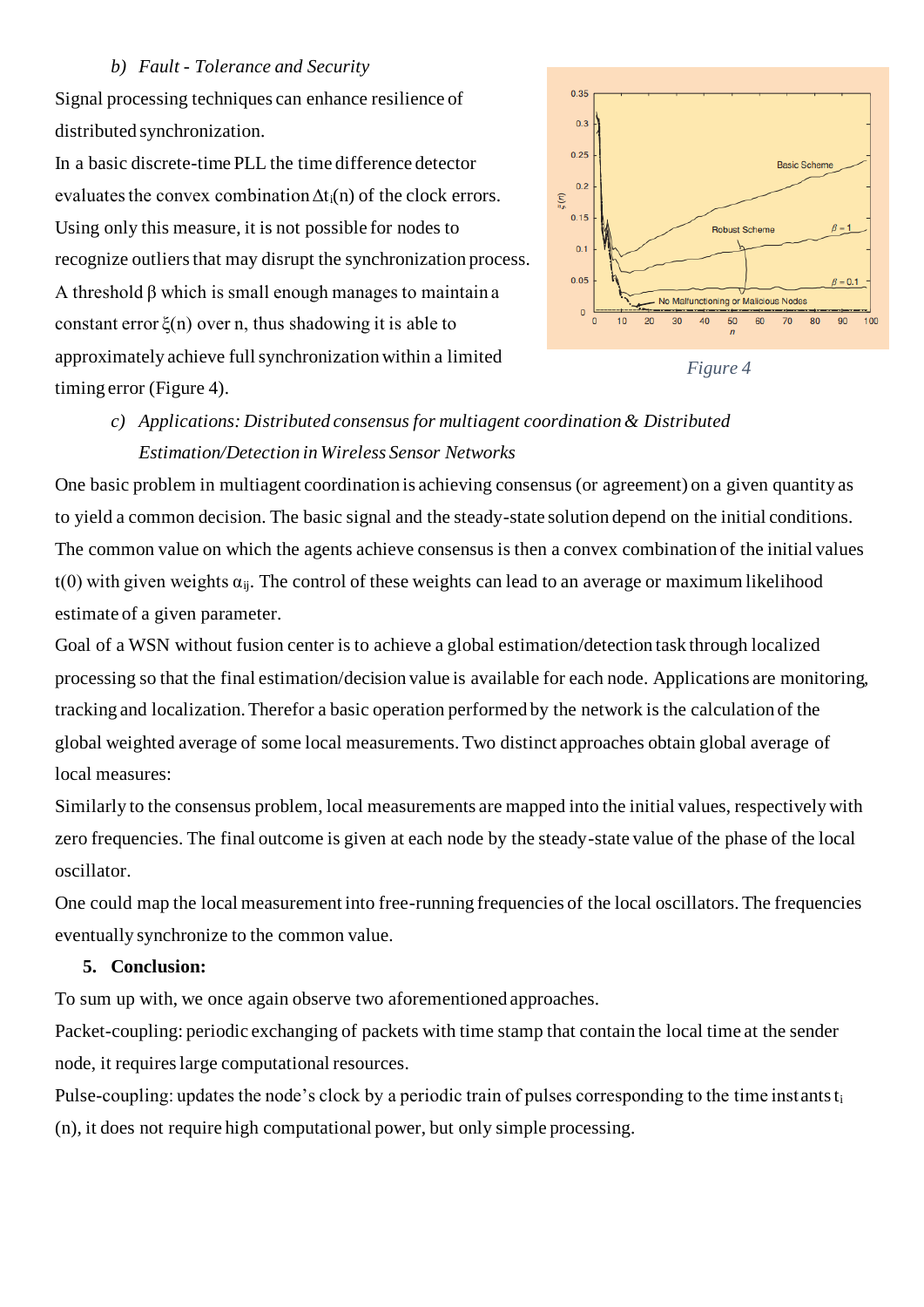*b) Fault - Tolerance and Security*

Signal processing techniques can enhance resilience of distributed synchronization.

In a basic discrete-time PLL the time difference detector evaluates the convex combination $\Delta t_i(n)$ of the clock errors. Using only this measure, it is not possible for nodes to recognize outliers that may disrupt the synchronization process.

A threshold $\beta$ which is small enough manages to maintain a constant error $\xi(n)$ over n, thus shadowing it is able to approximately achieve full synchronization within a limited timing error (Figure 4).

*Figure 4*

*c) Applications: Distributed consensus for multiagent coordination & Distributed Estimation/Detection in Wireless Sensor Networks*

One basic problem in multiagent coordination is achieving consensus (or agreement) on a given quantity as to yield a common decision. The basic signal and the steady-state solution depend on the initial conditions. The common value on which the agents achieve consensus is then a convex combination of the initial values t(0) with given weights $\alpha_{ij}$. The control of these weights can lead to an average or maximum likelihood estimate of a given parameter.

Goal of a WSN without fusion center is to achieve a global estimation/detection task through localized processing so that the final estimation/decision value is available for each node. Applications are monitoring, tracking and localization. Therefor a basic operation performed by the network is the calculation of the global weighted average of some local measurements. Two distinct approaches obtain global average of local measures:

Similarly to the consensus problem, local measurements are mapped into the initial values, respectively with zero frequencies. The final outcome is given at each node by the steady-state value of the phase of the local oscillator.

One could map the local measurement into free-running frequencies of the local oscillators. The frequencies eventually synchronize to the common value.

**5. Conclusion:**

To sum up with, we once again observe two aforementioned approaches.

Packet-coupling: periodic exchanging of packets with time stamp that contain the local time at the sender node, it requires large computational resources.

Pulse-coupling: updates the node's clock by a periodic train of pulses corresponding to the time instants $t_i$ (n), it does not require high computational power, but only simple processing.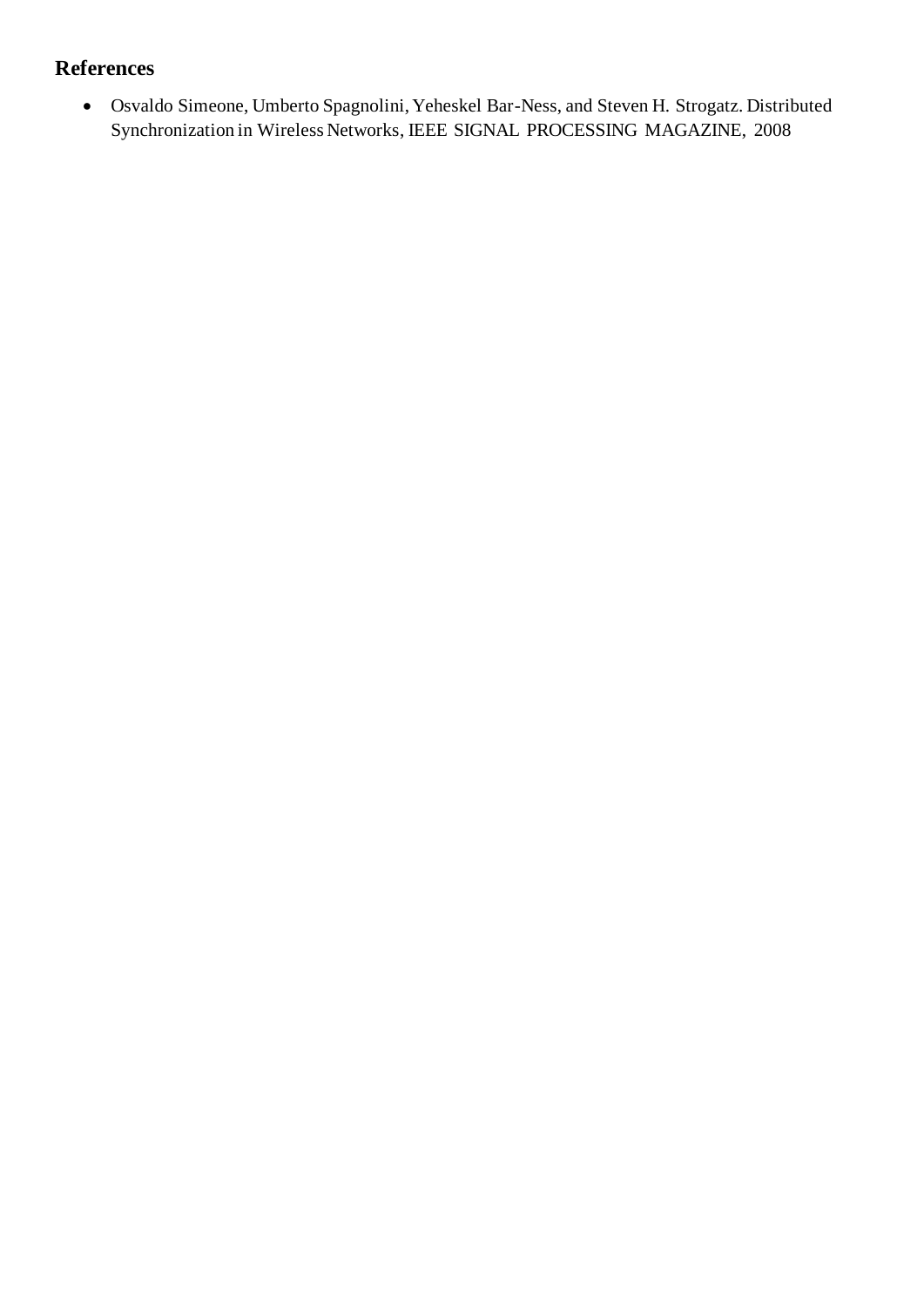## References

- Osvaldo Simeone, Umberto Spagnolini, Yeheskel Bar-Ness, and Steven H. Strogatz. Distributed Synchronization in Wireless Networks, IEEE SIGNAL PROCESSING MAGAZINE, 2008